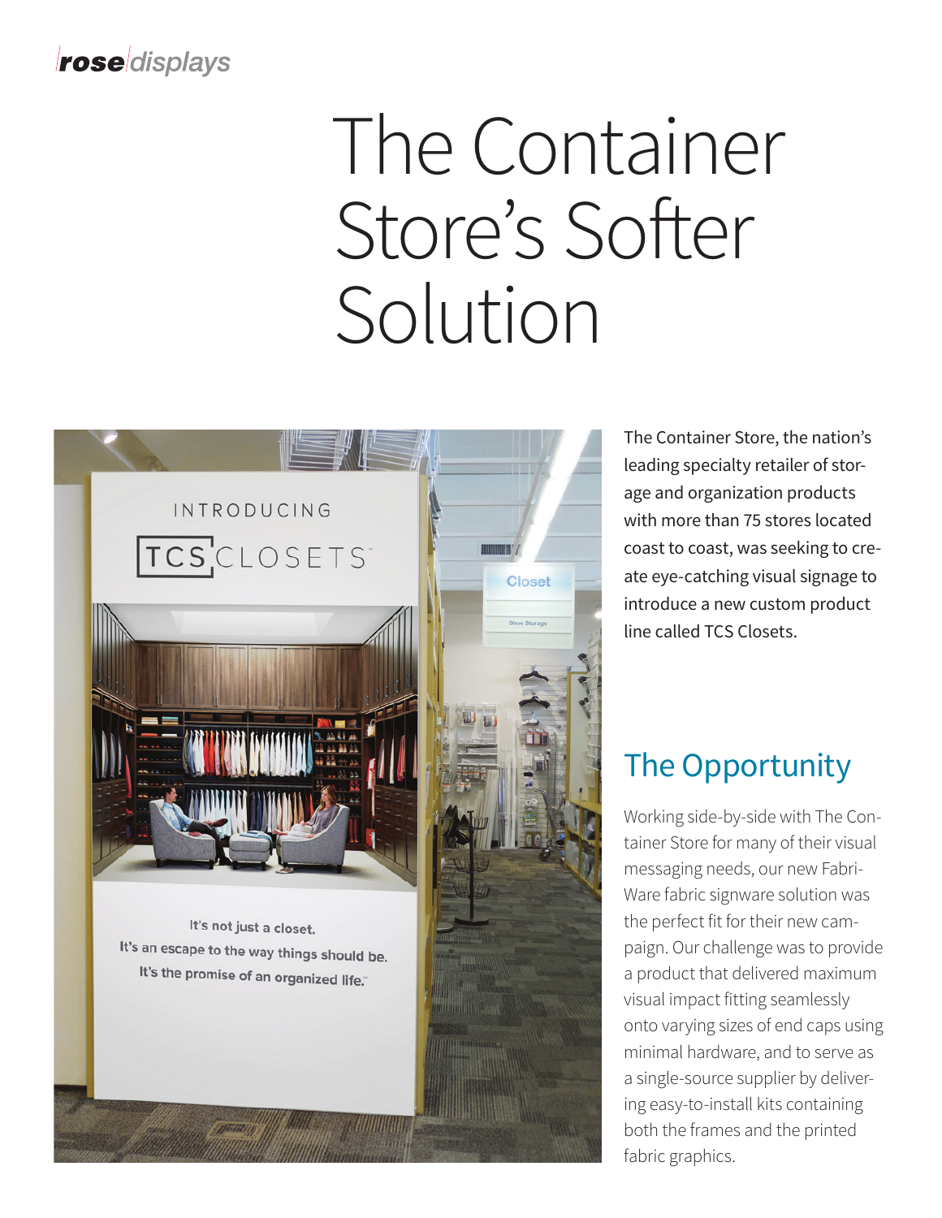rose displays

# The Container Store's Softer Solution

The Container Store, the nation's leading specialty retailer of storage and organization products with more than 75 stores located coast to coast, was seeking to create eye-catching visual signage to introduce a new custom product line called TCS Closets.

## The Opportunity

Working side-by-side with The Container Store for many of their visual messaging needs, our new Fabri-Ware fabric signware solution was the perfect fit for their new campaign. Our challenge was to provide a product that delivered maximum visual impact fitting seamlessly onto varying sizes of end caps using minimal hardware, and to serve as a single-source supplier by delivering easy-to-install kits containing both the frames and the printed fabric graphics.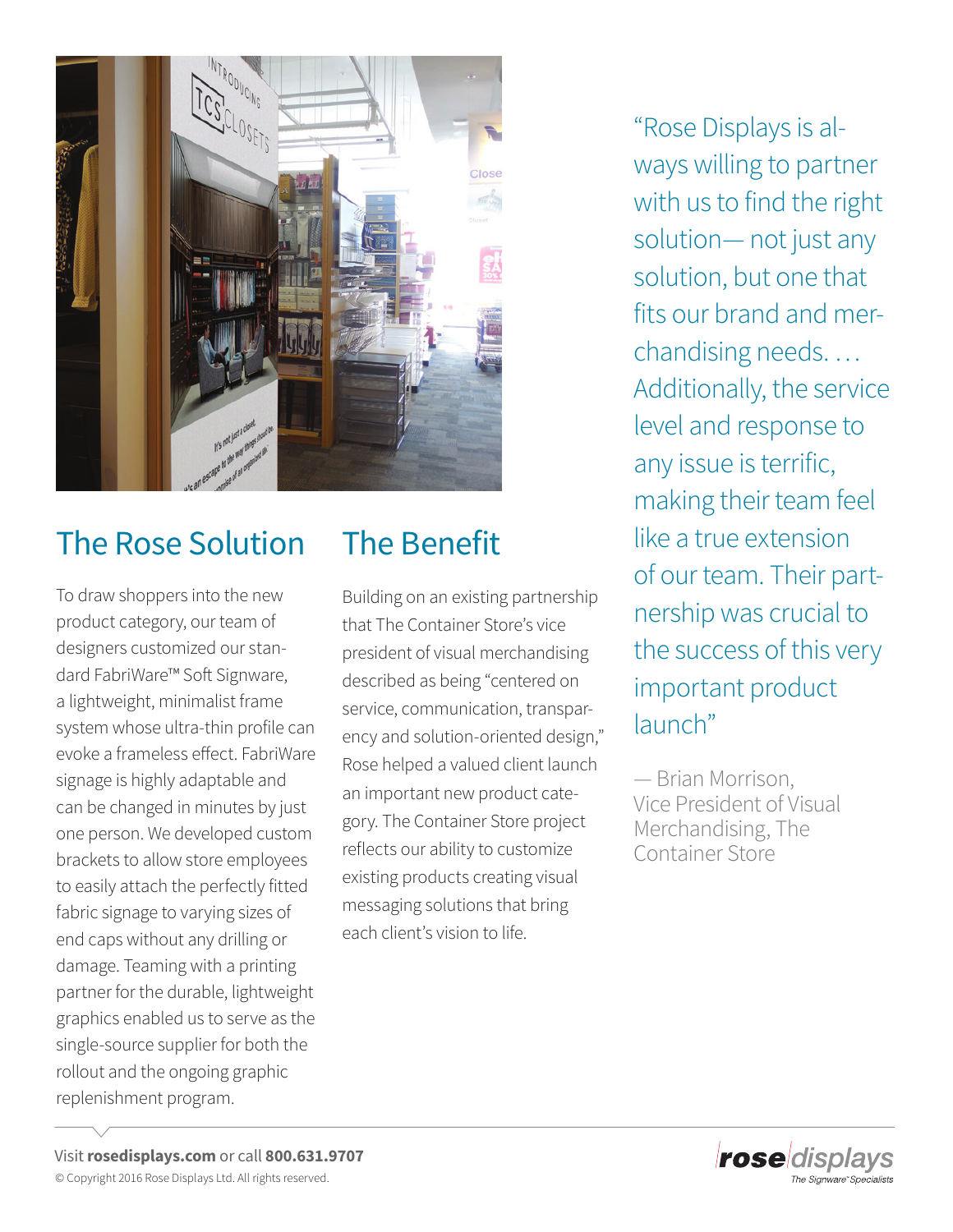## The Rose Solution

To draw shoppers into the new product category, our team of designers customized our standard FabriWare™ Soft Signware, a lightweight, minimalist frame system whose ultra-thin profile can evoke a frameless effect. FabriWare signage is highly adaptable and can be changed in minutes by just one person. We developed custom brackets to allow store employees to easily attach the perfectly fitted fabric signage to varying sizes of end caps without any drilling or damage. Teaming with a printing partner for the durable, lightweight graphics enabled us to serve as the single-source supplier for both the rollout and the ongoing graphic replenishment program.

## The Benefit

Building on an existing partnership that The Container Store's vice president of visual merchandising described as being "centered on service, communication, transparency and solution-oriented design," Rose helped a valued client launch an important new product category. The Container Store project reflects our ability to customize existing products creating visual messaging solutions that bring each client's vision to life.

> "Rose Displays is always willing to partner with us to find the right solution— not just any solution, but one that fits our brand and merchandising needs. … Additionally, the service level and response to any issue is terrific, making their team feel like a true extension of our team. Their partnership was crucial to the success of this very important product launch"
>
> — Brian Morrison, Vice President of Visual Merchandising, The Container Store

Visit **rosedisplays.com** or call **800.631.9707**

© Copyright 2016 Rose Displays Ltd. All rights reserved.

rose displays
The Signware™ Specialists